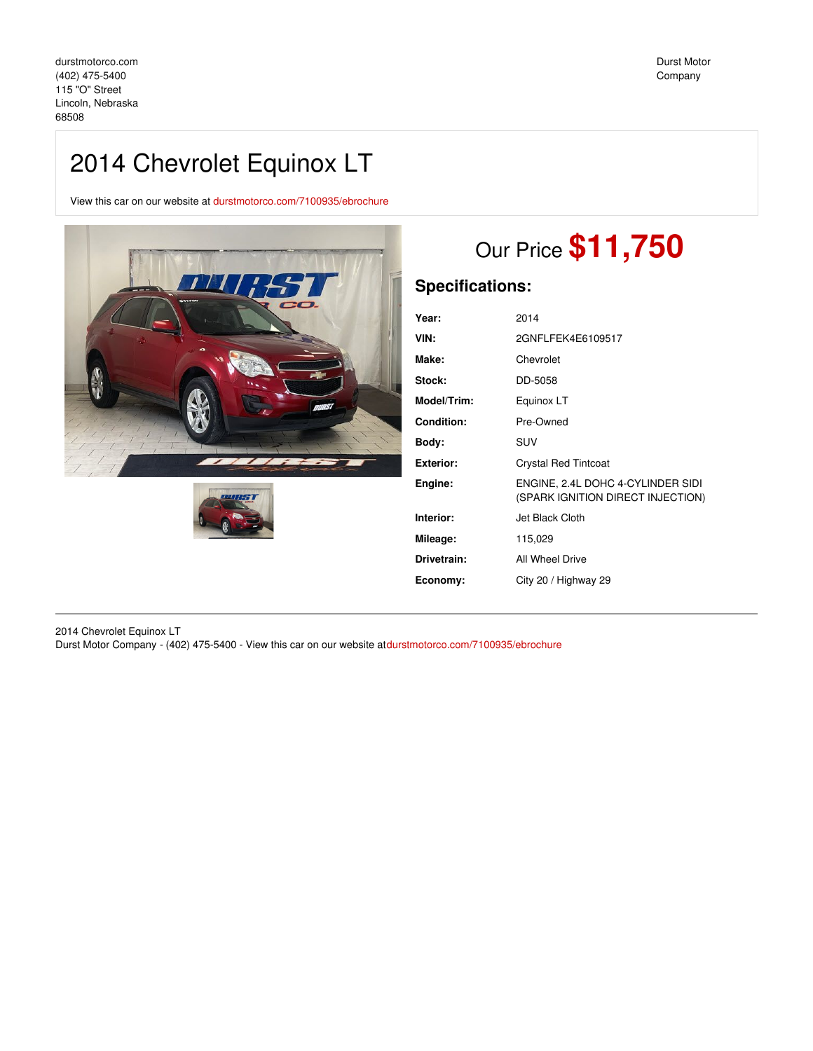durstmotorco.com
(402) 475-5400
115 "O" Street
Lincoln, Nebraska
68508

Durst Motor Company

# 2014 Chevrolet Equinox LT

View this car on our website at durstmotorco.com/7100935/ebrochure

## Our Price **$11,750**

## Specifications:

| | |
|---|---|
| **Year:** | 2014 |
| **VIN:** | 2GNFLFEK4E6109517 |
| **Make:** | Chevrolet |
| **Stock:** | DD-5058 |
| **Model/Trim:** | Equinox LT |
| **Condition:** | Pre-Owned |
| **Body:** | SUV |
| **Exterior:** | Crystal Red Tintcoat |
| **Engine:** | ENGINE, 2.4L DOHC 4-CYLINDER SIDI (SPARK IGNITION DIRECT INJECTION) |
| **Interior:** | Jet Black Cloth |
| **Mileage:** | 115,029 |
| **Drivetrain:** | All Wheel Drive |
| **Economy:** | City 20 / Highway 29 |

2014 Chevrolet Equinox LT
Durst Motor Company - (402) 475-5400 - View this car on our website atdurstmotorco.com/7100935/ebrochure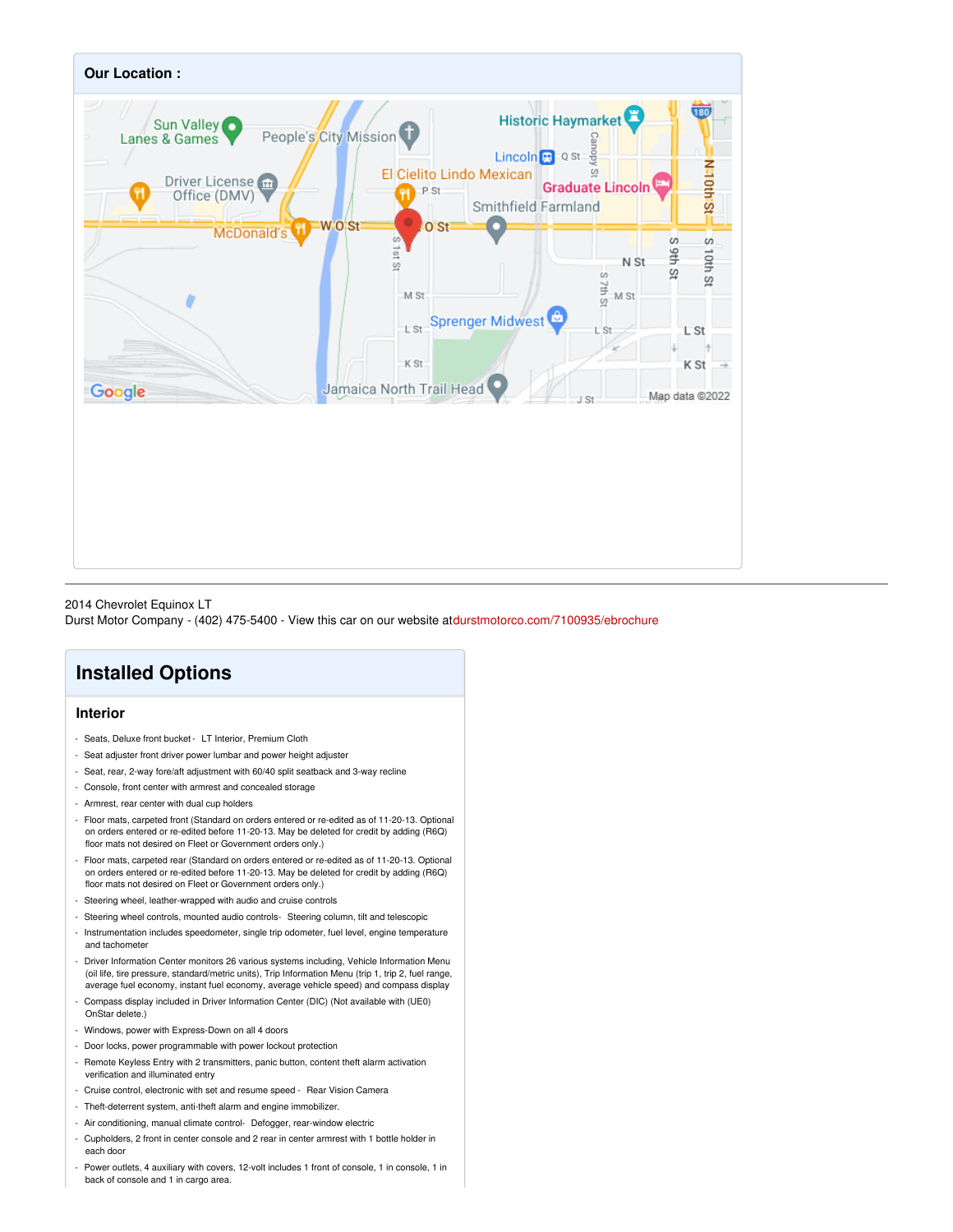**Our Location :**

2014 Chevrolet Equinox LT
Durst Motor Company - (402) 475-5400 - View this car on our website atdurstmotorco.com/7100935/ebrochure

## Installed Options

### Interior

- Seats, Deluxe front bucket - LT Interior, Premium Cloth
- Seat adjuster front driver power lumbar and power height adjuster
- Seat, rear, 2-way fore/aft adjustment with 60/40 split seatback and 3-way recline
- Console, front center with armrest and concealed storage
- Armrest, rear center with dual cup holders
- Floor mats, carpeted front (Standard on orders entered or re-edited as of 11-20-13. Optional on orders entered or re-edited before 11-20-13. May be deleted for credit by adding (R6Q) floor mats not desired on Fleet or Government orders only.)
- Floor mats, carpeted rear (Standard on orders entered or re-edited as of 11-20-13. Optional on orders entered or re-edited before 11-20-13. May be deleted for credit by adding (R6Q) floor mats not desired on Fleet or Government orders only.)
- Steering wheel, leather-wrapped with audio and cruise controls
- Steering wheel controls, mounted audio controls- Steering column, tilt and telescopic
- Instrumentation includes speedometer, single trip odometer, fuel level, engine temperature and tachometer
- Driver Information Center monitors 26 various systems including, Vehicle Information Menu (oil life, tire pressure, standard/metric units), Trip Information Menu (trip 1, trip 2, fuel range, average fuel economy, instant fuel economy, average vehicle speed) and compass display
- Compass display included in Driver Information Center (DIC) (Not available with (UE0) OnStar delete.)
- Windows, power with Express-Down on all 4 doors
- Door locks, power programmable with power lockout protection
- Remote Keyless Entry with 2 transmitters, panic button, content theft alarm activation verification and illuminated entry
- Cruise control, electronic with set and resume speed - Rear Vision Camera
- Theft-deterrent system, anti-theft alarm and engine immobilizer.
- Air conditioning, manual climate control- Defogger, rear-window electric
- Cupholders, 2 front in center console and 2 rear in center armrest with 1 bottle holder in each door
- Power outlets, 4 auxiliary with covers, 12-volt includes 1 front of console, 1 in console, 1 in back of console and 1 in cargo area.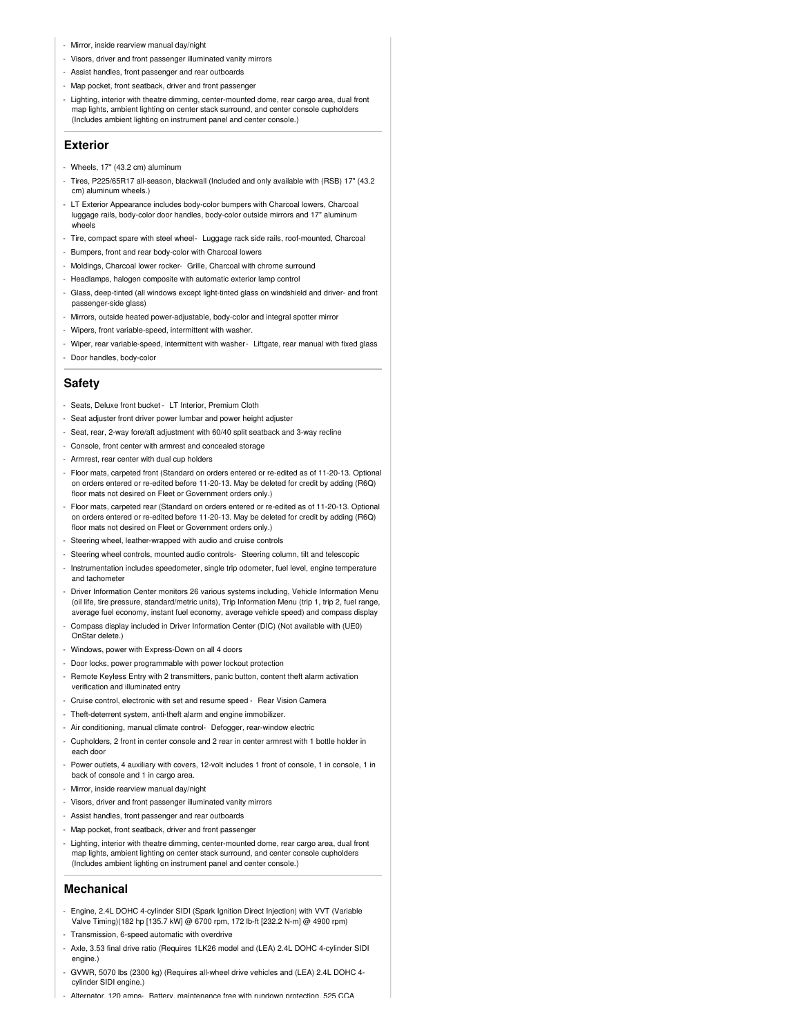- Mirror, inside rearview manual day/night
- Visors, driver and front passenger illuminated vanity mirrors
- Assist handles, front passenger and rear outboards
- Map pocket, front seatback, driver and front passenger
- Lighting, interior with theatre dimming, center-mounted dome, rear cargo area, dual front map lights, ambient lighting on center stack surround, and center console cupholders (Includes ambient lighting on instrument panel and center console.)

## Exterior

- Wheels, 17" (43.2 cm) aluminum
- Tires, P225/65R17 all-season, blackwall (Included and only available with (RSB) 17" (43.2 cm) aluminum wheels.)
- LT Exterior Appearance includes body-color bumpers with Charcoal lowers, Charcoal luggage rails, body-color door handles, body-color outside mirrors and 17" aluminum wheels
- Tire, compact spare with steel wheel- Luggage rack side rails, roof-mounted, Charcoal
- Bumpers, front and rear body-color with Charcoal lowers
- Moldings, Charcoal lower rocker- Grille, Charcoal with chrome surround
- Headlamps, halogen composite with automatic exterior lamp control
- Glass, deep-tinted (all windows except light-tinted glass on windshield and driver- and front passenger-side glass)
- Mirrors, outside heated power-adjustable, body-color and integral spotter mirror
- Wipers, front variable-speed, intermittent with washer.
- Wiper, rear variable-speed, intermittent with washer- Liftgate, rear manual with fixed glass
- Door handles, body-color

## Safety

- Seats, Deluxe front bucket - LT Interior, Premium Cloth
- Seat adjuster front driver power lumbar and power height adjuster
- Seat, rear, 2-way fore/aft adjustment with 60/40 split seatback and 3-way recline
- Console, front center with armrest and concealed storage
- Armrest, rear center with dual cup holders
- Floor mats, carpeted front (Standard on orders entered or re-edited as of 11-20-13. Optional on orders entered or re-edited before 11-20-13. May be deleted for credit by adding (R6Q) floor mats not desired on Fleet or Government orders only.)
- Floor mats, carpeted rear (Standard on orders entered or re-edited as of 11-20-13. Optional on orders entered or re-edited before 11-20-13. May be deleted for credit by adding (R6Q) floor mats not desired on Fleet or Government orders only.)
- Steering wheel, leather-wrapped with audio and cruise controls
- Steering wheel controls, mounted audio controls- Steering column, tilt and telescopic
- Instrumentation includes speedometer, single trip odometer, fuel level, engine temperature and tachometer
- Driver Information Center monitors 26 various systems including, Vehicle Information Menu (oil life, tire pressure, standard/metric units), Trip Information Menu (trip 1, trip 2, fuel range, average fuel economy, instant fuel economy, average vehicle speed) and compass display
- Compass display included in Driver Information Center (DIC) (Not available with (UE0) OnStar delete.)
- Windows, power with Express-Down on all 4 doors
- Door locks, power programmable with power lockout protection
- Remote Keyless Entry with 2 transmitters, panic button, content theft alarm activation verification and illuminated entry
- Cruise control, electronic with set and resume speed - Rear Vision Camera
- Theft-deterrent system, anti-theft alarm and engine immobilizer.
- Air conditioning, manual climate control- Defogger, rear-window electric
- Cupholders, 2 front in center console and 2 rear in center armrest with 1 bottle holder in each door
- Power outlets, 4 auxiliary with covers, 12-volt includes 1 front of console, 1 in console, 1 in back of console and 1 in cargo area.
- Mirror, inside rearview manual day/night
- Visors, driver and front passenger illuminated vanity mirrors
- Assist handles, front passenger and rear outboards
- Map pocket, front seatback, driver and front passenger
- Lighting, interior with theatre dimming, center-mounted dome, rear cargo area, dual front map lights, ambient lighting on center stack surround, and center console cupholders (Includes ambient lighting on instrument panel and center console.)

## Mechanical

- Engine, 2.4L DOHC 4-cylinder SIDI (Spark Ignition Direct Injection) with VVT (Variable Valve Timing)(182 hp [135.7 kW] @ 6700 rpm, 172 lb-ft [232.2 N-m] @ 4900 rpm)
- Transmission, 6-speed automatic with overdrive
- Axle, 3.53 final drive ratio (Requires 1LK26 model and (LEA) 2.4L DOHC 4-cylinder SIDI engine.)
- GVWR, 5070 lbs (2300 kg) (Requires all-wheel drive vehicles and (LEA) 2.4L DOHC 4-cylinder SIDI engine.)
- Alternator, 120 amps- Battery, maintenance free with rundown protection, 525 CCA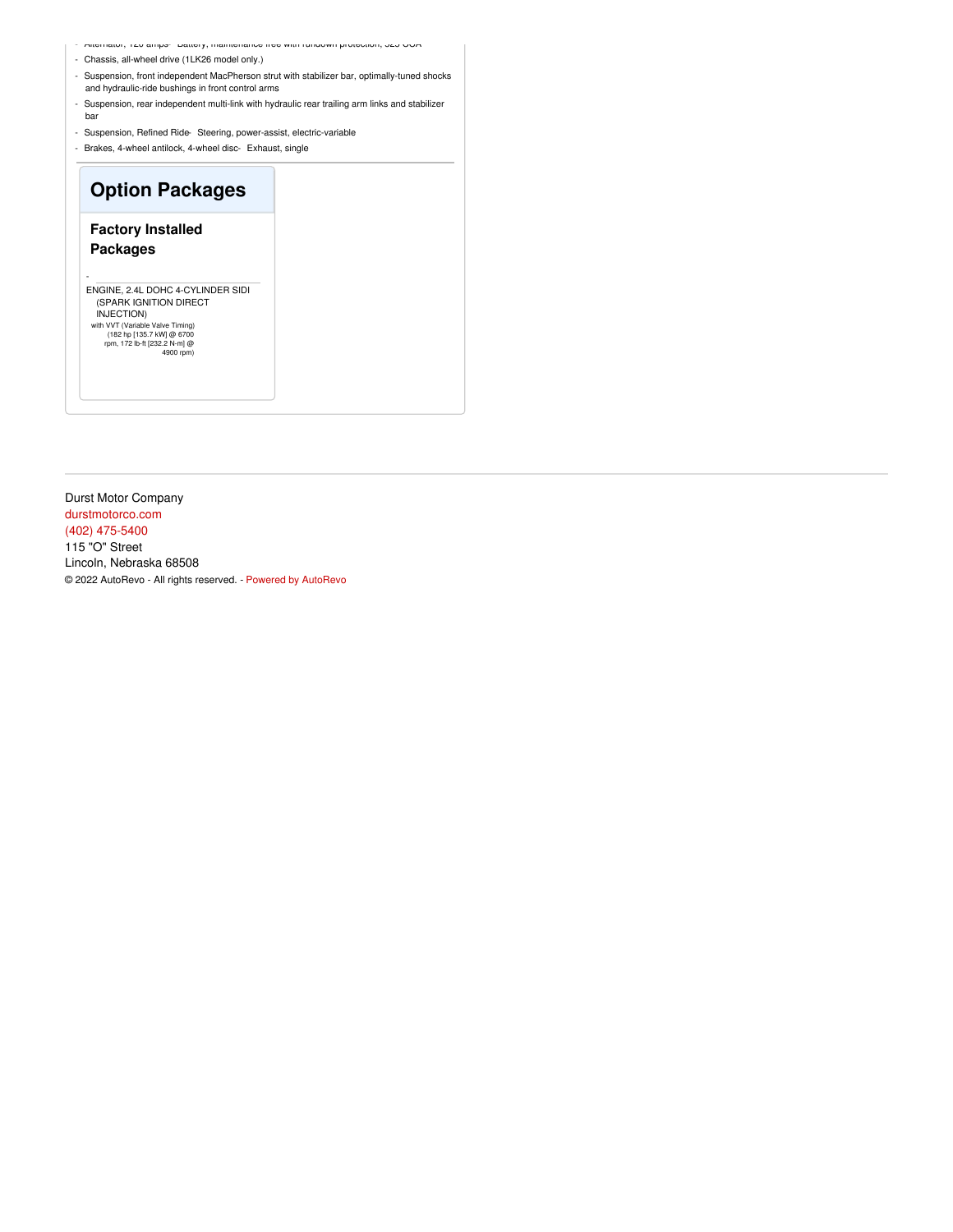- Alternator, 120 amps- Battery, maintenance free with rundown protection, 525 CCA
- Chassis, all-wheel drive (1LK26 model only.)
- Suspension, front independent MacPherson strut with stabilizer bar, optimally-tuned shocks and hydraulic-ride bushings in front control arms
- Suspension, rear independent multi-link with hydraulic rear trailing arm links and stabilizer bar
- Suspension, Refined Ride- Steering, power-assist, electric-variable
- Brakes, 4-wheel antilock, 4-wheel disc- Exhaust, single

## Option Packages

### Factory Installed Packages

-

ENGINE, 2.4L DOHC 4-CYLINDER SIDI (SPARK IGNITION DIRECT INJECTION)

with VVT (Variable Valve Timing) (182 hp [135.7 kW] @ 6700 rpm, 172 lb-ft [232.2 N-m] @ 4900 rpm)

---

Durst Motor Company
durstmotorco.com
(402) 475-5400
115 "O" Street
Lincoln, Nebraska 68508
© 2022 AutoRevo - All rights reserved. - Powered by AutoRevo